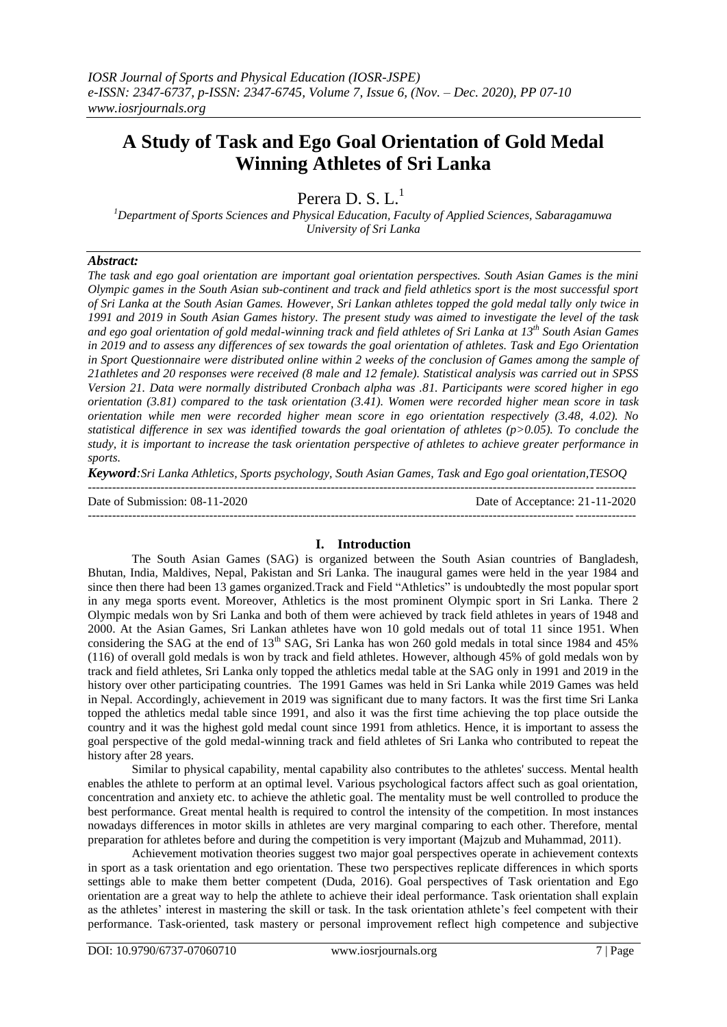# A Study of Task and Ego Goal Orientation of Gold Medal Winning Athletes of Sri Lanka

Perera D. S. L.[1]

[1]*Department of Sports Sciences and Physical Education, Faculty of Applied Sciences, Sabaragamuwa University of Sri Lanka*

### *Abstract:*

*The task and ego goal orientation are important goal orientation perspectives. South Asian Games is the mini Olympic games in the South Asian sub-continent and track and field athletics sport is the most successful sport of Sri Lanka at the South Asian Games. However, Sri Lankan athletes topped the gold medal tally only twice in 1991 and 2019 in South Asian Games history. The present study was aimed to investigate the level of the task and ego goal orientation of gold medal-winning track and field athletes of Sri Lanka at 13th South Asian Games in 2019 and to assess any differences of sex towards the goal orientation of athletes. Task and Ego Orientation in Sport Questionnaire were distributed online within 2 weeks of the conclusion of Games among the sample of 21athletes and 20 responses were received (8 male and 12 female). Statistical analysis was carried out in SPSS Version 21. Data were normally distributed Cronbach alpha was .81. Participants were scored higher in ego orientation (3.81) compared to the task orientation (3.41). Women were recorded higher mean score in task orientation while men were recorded higher mean score in ego orientation respectively (3.48, 4.02). No statistical difference in sex was identified towards the goal orientation of athletes ($p>0.05$). To conclude the study, it is important to increase the task orientation perspective of athletes to achieve greater performance in sports.*

***Keyword**:Sri Lanka Athletics, Sports psychology, South Asian Games, Task and Ego goal orientation,TESOQ*

Date of Submission: 08-11-2020 Date of Acceptance: 21-11-2020

## I. Introduction

The South Asian Games (SAG) is organized between the South Asian countries of Bangladesh, Bhutan, India, Maldives, Nepal, Pakistan and Sri Lanka. The inaugural games were held in the year 1984 and since then there had been 13 games organized.Track and Field "Athletics" is undoubtedly the most popular sport in any mega sports event. Moreover, Athletics is the most prominent Olympic sport in Sri Lanka. There 2 Olympic medals won by Sri Lanka and both of them were achieved by track field athletes in years of 1948 and 2000. At the Asian Games, Sri Lankan athletes have won 10 gold medals out of total 11 since 1951. When considering the SAG at the end of 13th SAG, Sri Lanka has won 260 gold medals in total since 1984 and 45% (116) of overall gold medals is won by track and field athletes. However, although 45% of gold medals won by track and field athletes, Sri Lanka only topped the athletics medal table at the SAG only in 1991 and 2019 in the history over other participating countries. The 1991 Games was held in Sri Lanka while 2019 Games was held in Nepal. Accordingly, achievement in 2019 was significant due to many factors. It was the first time Sri Lanka topped the athletics medal table since 1991, and also it was the first time achieving the top place outside the country and it was the highest gold medal count since 1991 from athletics. Hence, it is important to assess the goal perspective of the gold medal-winning track and field athletes of Sri Lanka who contributed to repeat the history after 28 years.

Similar to physical capability, mental capability also contributes to the athletes' success. Mental health enables the athlete to perform at an optimal level. Various psychological factors affect such as goal orientation, concentration and anxiety etc. to achieve the athletic goal. The mentality must be well controlled to produce the best performance. Great mental health is required to control the intensity of the competition. In most instances nowadays differences in motor skills in athletes are very marginal comparing to each other. Therefore, mental preparation for athletes before and during the competition is very important (Majzub and Muhammad, 2011).

Achievement motivation theories suggest two major goal perspectives operate in achievement contexts in sport as a task orientation and ego orientation. These two perspectives replicate differences in which sports settings able to make them better competent (Duda, 2016). Goal perspectives of Task orientation and Ego orientation are a great way to help the athlete to achieve their ideal performance. Task orientation shall explain as the athletes' interest in mastering the skill or task. In the task orientation athlete's feel competent with their performance. Task-oriented, task mastery or personal improvement reflect high competence and subjective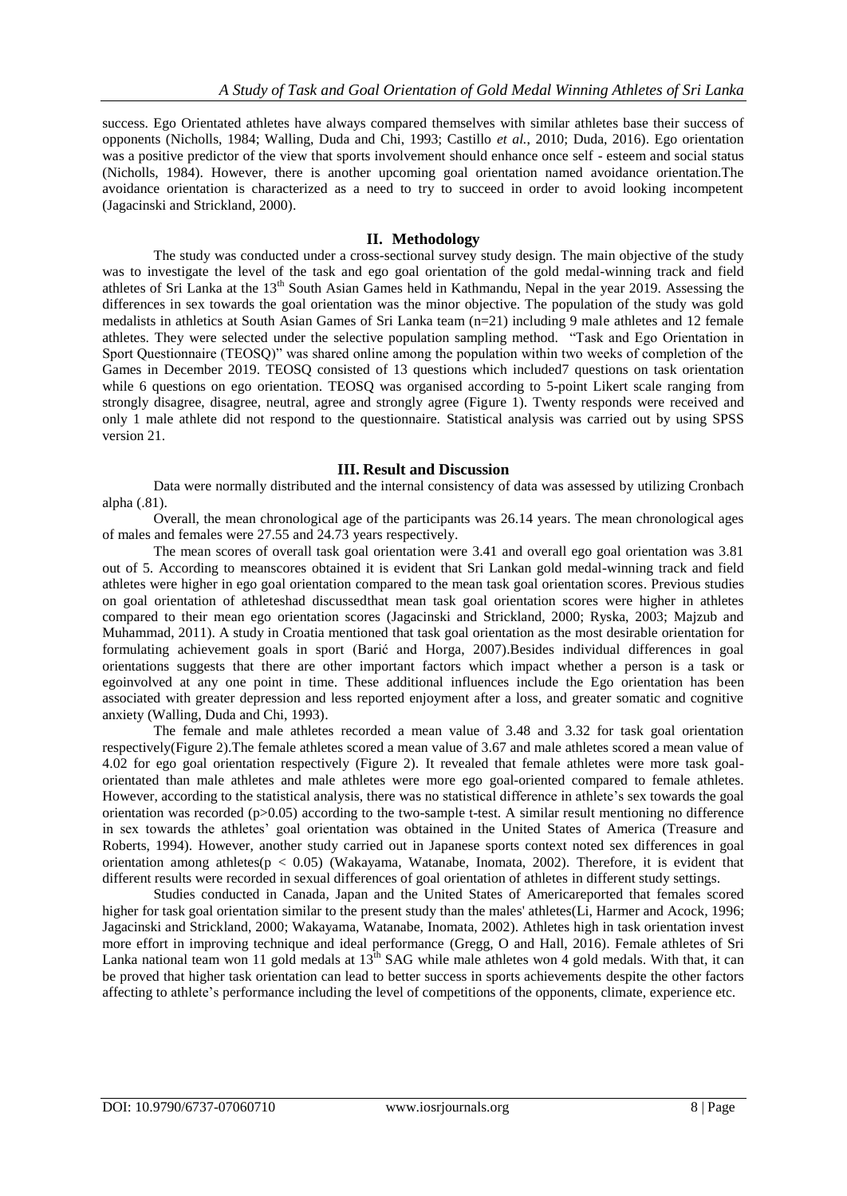success. Ego Orientated athletes have always compared themselves with similar athletes base their success of opponents (Nicholls, 1984; Walling, Duda and Chi, 1993; Castillo *et al.*, 2010; Duda, 2016). Ego orientation was a positive predictor of the view that sports involvement should enhance once self - esteem and social status (Nicholls, 1984). However, there is another upcoming goal orientation named avoidance orientation.The avoidance orientation is characterized as a need to try to succeed in order to avoid looking incompetent (Jagacinski and Strickland, 2000).

## II. Methodology

The study was conducted under a cross-sectional survey study design. The main objective of the study was to investigate the level of the task and ego goal orientation of the gold medal-winning track and field athletes of Sri Lanka at the 13th South Asian Games held in Kathmandu, Nepal in the year 2019. Assessing the differences in sex towards the goal orientation was the minor objective. The population of the study was gold medalists in athletics at South Asian Games of Sri Lanka team (n=21) including 9 male athletes and 12 female athletes. They were selected under the selective population sampling method. "Task and Ego Orientation in Sport Questionnaire (TEOSQ)" was shared online among the population within two weeks of completion of the Games in December 2019. TEOSQ consisted of 13 questions which included7 questions on task orientation while 6 questions on ego orientation. TEOSQ was organised according to 5-point Likert scale ranging from strongly disagree, disagree, neutral, agree and strongly agree (Figure 1). Twenty responds were received and only 1 male athlete did not respond to the questionnaire. Statistical analysis was carried out by using SPSS version 21.

## III. Result and Discussion

Data were normally distributed and the internal consistency of data was assessed by utilizing Cronbach alpha (.81).

Overall, the mean chronological age of the participants was 26.14 years. The mean chronological ages of males and females were 27.55 and 24.73 years respectively.

The mean scores of overall task goal orientation were 3.41 and overall ego goal orientation was 3.81 out of 5. According to meanscores obtained it is evident that Sri Lankan gold medal-winning track and field athletes were higher in ego goal orientation compared to the mean task goal orientation scores. Previous studies on goal orientation of athleteshad discussedthat mean task goal orientation scores were higher in athletes compared to their mean ego orientation scores (Jagacinski and Strickland, 2000; Ryska, 2003; Majzub and Muhammad, 2011). A study in Croatia mentioned that task goal orientation as the most desirable orientation for formulating achievement goals in sport (Barić and Horga, 2007).Besides individual differences in goal orientations suggests that there are other important factors which impact whether a person is a task or egoinvolved at any one point in time. These additional influences include the Ego orientation has been associated with greater depression and less reported enjoyment after a loss, and greater somatic and cognitive anxiety (Walling, Duda and Chi, 1993).

The female and male athletes recorded a mean value of 3.48 and 3.32 for task goal orientation respectively(Figure 2).The female athletes scored a mean value of 3.67 and male athletes scored a mean value of 4.02 for ego goal orientation respectively (Figure 2). It revealed that female athletes were more task goal-orientated than male athletes and male athletes were more ego goal-oriented compared to female athletes. However, according to the statistical analysis, there was no statistical difference in athlete's sex towards the goal orientation was recorded ($p>0.05$) according to the two-sample t-test. A similar result mentioning no difference in sex towards the athletes' goal orientation was obtained in the United States of America (Treasure and Roberts, 1994). However, another study carried out in Japanese sports context noted sex differences in goal orientation among athletes($p < 0.05$) (Wakayama, Watanabe, Inomata, 2002). Therefore, it is evident that different results were recorded in sexual differences of goal orientation of athletes in different study settings.

Studies conducted in Canada, Japan and the United States of Americareported that females scored higher for task goal orientation similar to the present study than the males' athletes(Li, Harmer and Acock, 1996; Jagacinski and Strickland, 2000; Wakayama, Watanabe, Inomata, 2002). Athletes high in task orientation invest more effort in improving technique and ideal performance (Gregg, O and Hall, 2016). Female athletes of Sri Lanka national team won 11 gold medals at 13th SAG while male athletes won 4 gold medals. With that, it can be proved that higher task orientation can lead to better success in sports achievements despite the other factors affecting to athlete's performance including the level of competitions of the opponents, climate, experience etc.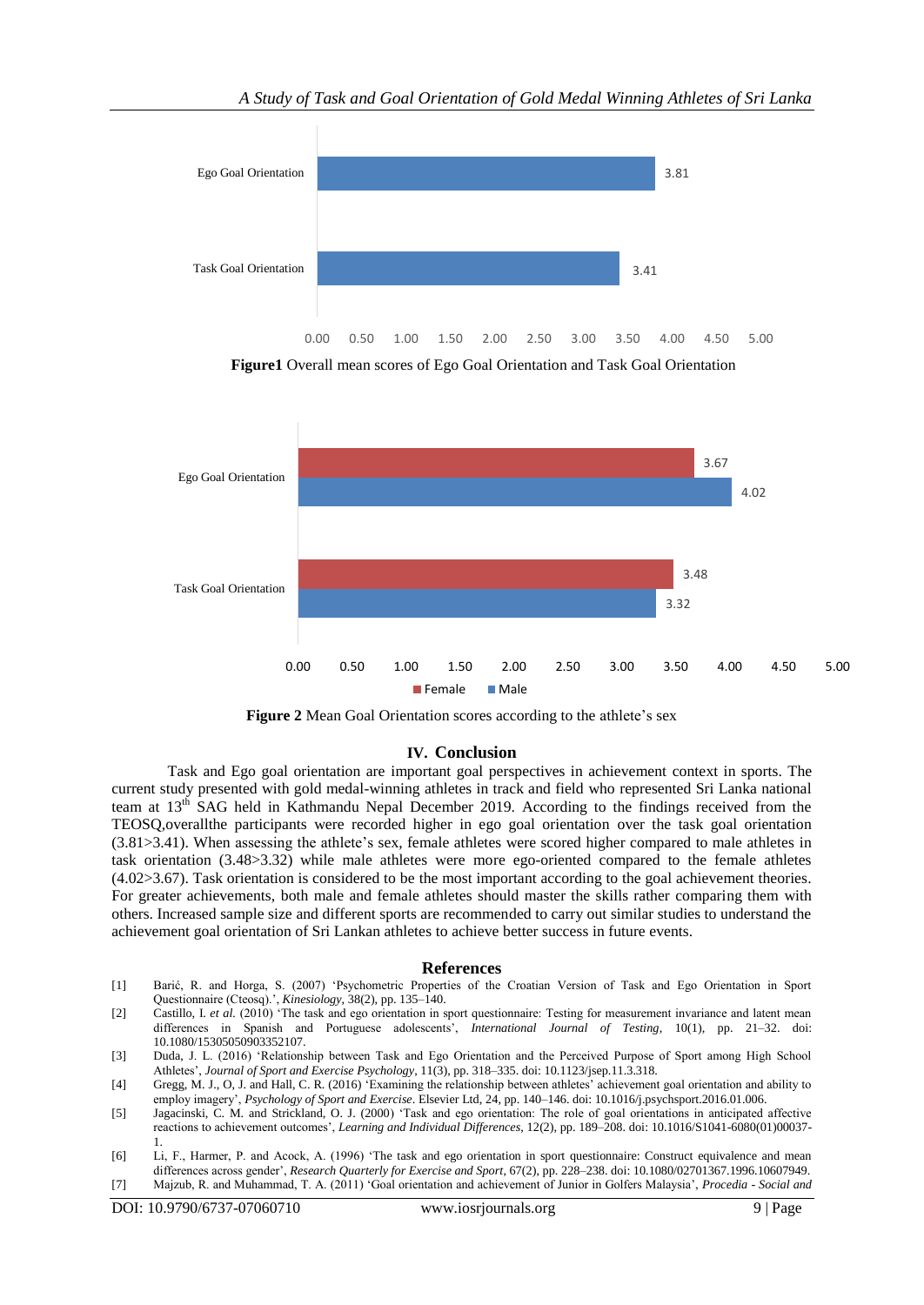Figure1 Overall mean scores of Ego Goal Orientation and Task Goal Orientation

Figure 2 Mean Goal Orientation scores according to the athlete's sex

## IV. Conclusion

Task and Ego goal orientation are important goal perspectives in achievement context in sports. The current study presented with gold medal-winning athletes in track and field who represented Sri Lanka national team at 13th SAG held in Kathmandu Nepal December 2019. According to the findings received from the TEOSQ,overallthe participants were recorded higher in ego goal orientation over the task goal orientation (3.81>3.41). When assessing the athlete's sex, female athletes were scored higher compared to male athletes in task orientation (3.48>3.32) while male athletes were more ego-oriented compared to the female athletes (4.02>3.67). Task orientation is considered to be the most important according to the goal achievement theories. For greater achievements, both male and female athletes should master the skills rather comparing them with others. Increased sample size and different sports are recommended to carry out similar studies to understand the achievement goal orientation of Sri Lankan athletes to achieve better success in future events.

## References

[1] Barić, R. and Horga, S. (2007) 'Psychometric Properties of the Croatian Version of Task and Ego Orientation in Sport Questionnaire (Cteosq).', *Kinesiology*, 38(2), pp. 135–140.

[2] Castillo, I. *et al.* (2010) 'The task and ego orientation in sport questionnaire: Testing for measurement invariance and latent mean differences in Spanish and Portuguese adolescents', *International Journal of Testing*, 10(1), pp. 21–32. doi: 10.1080/15305050903352107.

[3] Duda, J. L. (2016) 'Relationship between Task and Ego Orientation and the Perceived Purpose of Sport among High School Athletes', *Journal of Sport and Exercise Psychology*, 11(3), pp. 318–335. doi: 10.1123/jsep.11.3.318.

[4] Gregg, M. J., O, J. and Hall, C. R. (2016) 'Examining the relationship between athletes' achievement goal orientation and ability to employ imagery', *Psychology of Sport and Exercise*. Elsevier Ltd, 24, pp. 140–146. doi: 10.1016/j.psychsport.2016.01.006.

[5] Jagacinski, C. M. and Strickland, O. J. (2000) 'Task and ego orientation: The role of goal orientations in anticipated affective reactions to achievement outcomes', *Learning and Individual Differences*, 12(2), pp. 189–208. doi: 10.1016/S1041-6080(01)00037-1.

[6] Li, F., Harmer, P. and Acock, A. (1996) 'The task and ego orientation in sport questionnaire: Construct equivalence and mean differences across gender', *Research Quarterly for Exercise and Sport*, 67(2), pp. 228–238. doi: 10.1080/02701367.1996.10607949.

[7] Majzub, R. and Muhammad, T. A. (2011) 'Goal orientation and achievement of Junior in Golfers Malaysia', *Procedia - Social and*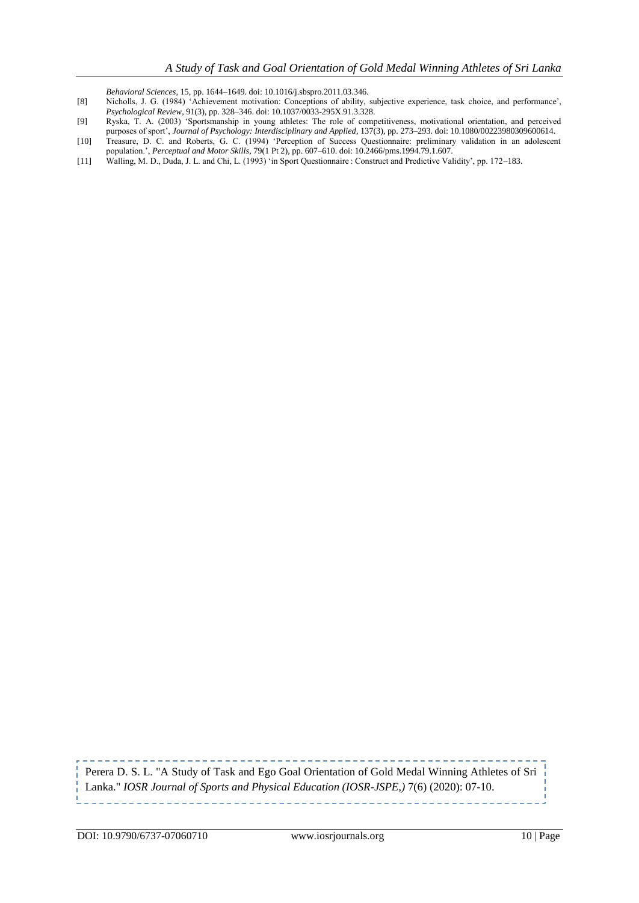*Behavioral Sciences*, 15, pp. 1644–1649. doi: 10.1016/j.sbspro.2011.03.346.

[8] Nicholls, J. G. (1984) 'Achievement motivation: Conceptions of ability, subjective experience, task choice, and performance', *Psychological Review*, 91(3), pp. 328–346. doi: 10.1037/0033-295X.91.3.328.

[9] Ryska, T. A. (2003) 'Sportsmanship in young athletes: The role of competitiveness, motivational orientation, and perceived purposes of sport', *Journal of Psychology: Interdisciplinary and Applied*, 137(3), pp. 273–293. doi: 10.1080/00223980309600614.

[10] Treasure, D. C. and Roberts, G. C. (1994) 'Perception of Success Questionnaire: preliminary validation in an adolescent population.', *Perceptual and Motor Skills*, 79(1 Pt 2), pp. 607–610. doi: 10.2466/pms.1994.79.1.607.

[11] Walling, M. D., Duda, J. L. and Chi, L. (1993) 'in Sport Questionnaire : Construct and Predictive Validity', pp. 172–183.

Perera D. S. L. "A Study of Task and Ego Goal Orientation of Gold Medal Winning Athletes of Sri Lanka." *IOSR Journal of Sports and Physical Education (IOSR-JSPE,)* 7(6) (2020): 07-10.